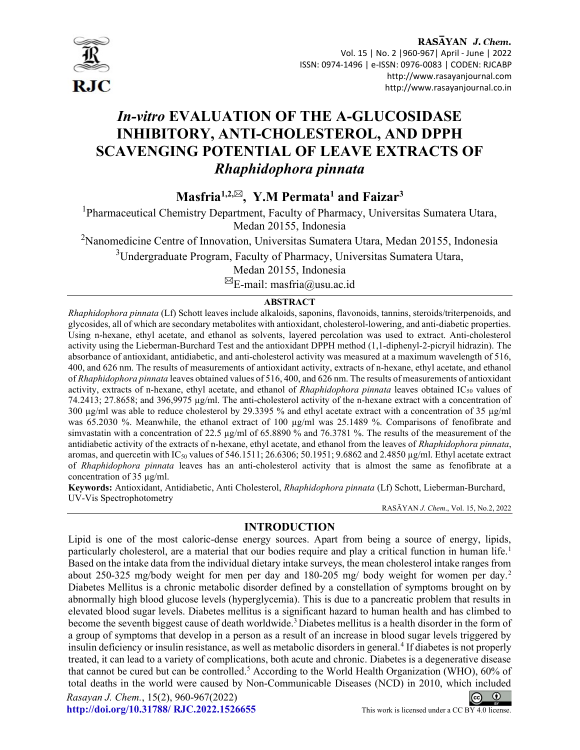# *In-vitro* EVALUATION OF THE A-GLUCOSIDASE INHIBITORY, ANTI-CHOLESTEROL, AND DPPH SCAVENGING POTENTIAL OF LEAVE EXTRACTS OF *Rhaphidophora pinnata*

**Masfria[1,2,✉], Y.M Permata[1] and Faizar[3]**

[1]Pharmaceutical Chemistry Department, Faculty of Pharmacy, Universitas Sumatera Utara, Medan 20155, Indonesia

[2]Nanomedicine Centre of Innovation, Universitas Sumatera Utara, Medan 20155, Indonesia

[3]Undergraduate Program, Faculty of Pharmacy, Universitas Sumatera Utara, Medan 20155, Indonesia

✉E-mail: masfria@usu.ac.id

## ABSTRACT

*Rhaphidophora pinnata* (Lf) Schott leaves include alkaloids, saponins, flavonoids, tannins, steroids/triterpenoids, and glycosides, all of which are secondary metabolites with antioxidant, cholesterol-lowering, and anti-diabetic properties. Using n-hexane, ethyl acetate, and ethanol as solvents, layered percolation was used to extract. Anti-cholesterol activity using the Lieberman-Burchard Test and the antioxidant DPPH method (1,1-diphenyl-2-picryil hidrazin). The absorbance of antioxidant, antidiabetic, and anti-cholesterol activity was measured at a maximum wavelength of 516, 400, and 626 nm. The results of measurements of antioxidant activity, extracts of n-hexane, ethyl acetate, and ethanol of *Rhaphidophora pinnata* leaves obtained values of 516, 400, and 626 nm. The results of measurements of antioxidant activity, extracts of n-hexane, ethyl acetate, and ethanol of *Rhaphidophora pinnata* leaves obtained $IC_{50}$ values of 74.2413; 27.8658; and 396,9975 µg/ml. The anti-cholesterol activity of the n-hexane extract with a concentration of 300 µg/ml was able to reduce cholesterol by 29.3395 % and ethyl acetate extract with a concentration of 35 µg/ml was 65.2030 %. Meanwhile, the ethanol extract of 100 µg/ml was 25.1489 %. Comparisons of fenofibrate and simvastatin with a concentration of 22.5 µg/ml of 65.8890 % and 76.3781 %. The results of the measurement of the antidiabetic activity of the extracts of n-hexane, ethyl acetate, and ethanol from the leaves of *Rhaphidophora pinnata*, aromas, and quercetin with $IC_{50}$ values of 546.1511; 26.6306; 50.1951; 9.6862 and 2.4850 µg/ml. Ethyl acetate extract of *Rhaphidophora pinnata* leaves has an anti-cholesterol activity that is almost the same as fenofibrate at a concentration of 35 µg/ml.

**Keywords:** Antioxidant, Antidiabetic, Anti Cholesterol, *Rhaphidophora pinnata* (Lf) Schott, Lieberman-Burchard, UV-Vis Spectrophotometry

## INTRODUCTION

Lipid is one of the most caloric-dense energy sources. Apart from being a source of energy, lipids, particularly cholesterol, are a material that our bodies require and play a critical function in human life.[1] Based on the intake data from the individual dietary intake surveys, the mean cholesterol intake ranges from about 250-325 mg/body weight for men per day and 180-205 mg/ body weight for women per day.[2] Diabetes Mellitus is a chronic metabolic disorder defined by a constellation of symptoms brought on by abnormally high blood glucose levels (hyperglycemia). This is due to a pancreatic problem that results in elevated blood sugar levels. Diabetes mellitus is a significant hazard to human health and has climbed to become the seventh biggest cause of death worldwide.[3] Diabetes mellitus is a health disorder in the form of a group of symptoms that develop in a person as a result of an increase in blood sugar levels triggered by insulin deficiency or insulin resistance, as well as metabolic disorders in general.[4] If diabetes is not properly treated, it can lead to a variety of complications, both acute and chronic. Diabetes is a degenerative disease that cannot be cured but can be controlled.[5] According to the World Health Organization (WHO), 60% of total deaths in the world were caused by Non-Communicable Diseases (NCD) in 2010, which included

*Rasayan J. Chem.*, 15(2), 960-967(2022)
http://doi.org/10.31788/ RJC.2022.1526655

This work is licensed under a CC BY 4.0 license.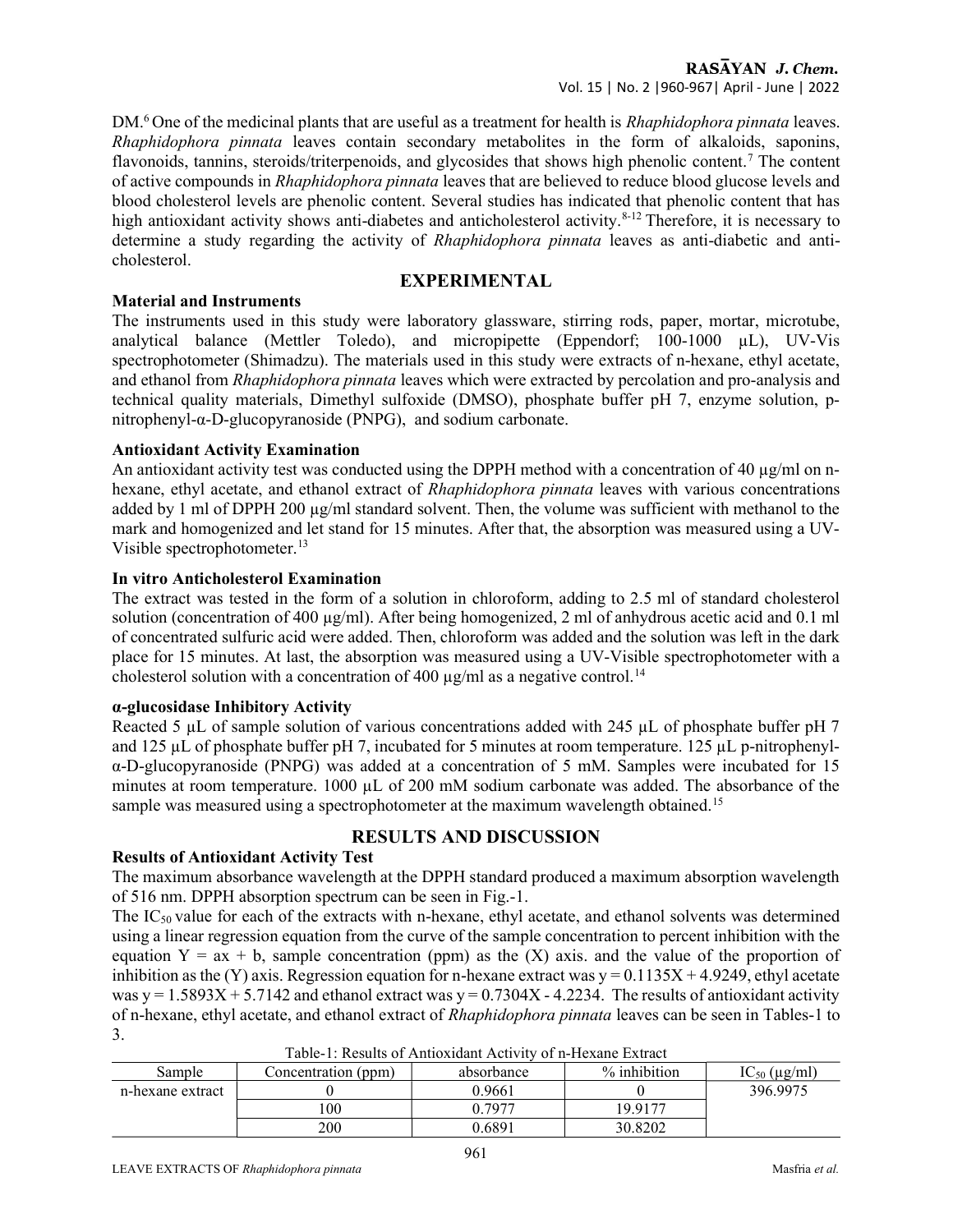DM.[6] One of the medicinal plants that are useful as a treatment for health is *Rhaphidophora pinnata* leaves. *Rhaphidophora pinnata* leaves contain secondary metabolites in the form of alkaloids, saponins, flavonoids, tannins, steroids/triterpenoids, and glycosides that shows high phenolic content.[7] The content of active compounds in *Rhaphidophora pinnata* leaves that are believed to reduce blood glucose levels and blood cholesterol levels are phenolic content. Several studies has indicated that phenolic content that has high antioxidant activity shows anti-diabetes and anticholesterol activity.[8-12] Therefore, it is necessary to determine a study regarding the activity of *Rhaphidophora pinnata* leaves as anti-diabetic and anti-cholesterol.

## EXPERIMENTAL

### Material and Instruments

The instruments used in this study were laboratory glassware, stirring rods, paper, mortar, microtube, analytical balance (Mettler Toledo), and micropipette (Eppendorf; 100-1000 μL), UV-Vis spectrophotometer (Shimadzu). The materials used in this study were extracts of n-hexane, ethyl acetate, and ethanol from *Rhaphidophora pinnata* leaves which were extracted by percolation and pro-analysis and technical quality materials, Dimethyl sulfoxide (DMSO), phosphate buffer pH 7, enzyme solution, p-nitrophenyl-α-D-glucopyranoside (PNPG), and sodium carbonate.

### Antioxidant Activity Examination

An antioxidant activity test was conducted using the DPPH method with a concentration of 40 μg/ml on n-hexane, ethyl acetate, and ethanol extract of *Rhaphidophora pinnata* leaves with various concentrations added by 1 ml of DPPH 200 μg/ml standard solvent. Then, the volume was sufficient with methanol to the mark and homogenized and let stand for 15 minutes. After that, the absorption was measured using a UV-Visible spectrophotometer.[13]

### In vitro Anticholesterol Examination

The extract was tested in the form of a solution in chloroform, adding to 2.5 ml of standard cholesterol solution (concentration of 400 μg/ml). After being homogenized, 2 ml of anhydrous acetic acid and 0.1 ml of concentrated sulfuric acid were added. Then, chloroform was added and the solution was left in the dark place for 15 minutes. At last, the absorption was measured using a UV-Visible spectrophotometer with a cholesterol solution with a concentration of 400 μg/ml as a negative control.[14]

### α-glucosidase Inhibitory Activity

Reacted 5 μL of sample solution of various concentrations added with 245 μL of phosphate buffer pH 7 and 125 μL of phosphate buffer pH 7, incubated for 5 minutes at room temperature. 125 μL p-nitrophenyl-α-D-glucopyranoside (PNPG) was added at a concentration of 5 mM. Samples were incubated for 15 minutes at room temperature. 1000 μL of 200 mM sodium carbonate was added. The absorbance of the sample was measured using a spectrophotometer at the maximum wavelength obtained.[15]

## RESULTS AND DISCUSSION

### Results of Antioxidant Activity Test

The maximum absorbance wavelength at the DPPH standard produced a maximum absorption wavelength of 516 nm. DPPH absorption spectrum can be seen in Fig.-1.

The $IC_{50}$ value for each of the extracts with n-hexane, ethyl acetate, and ethanol solvents was determined using a linear regression equation from the curve of the sample concentration to percent inhibition with the equation $Y = ax + b$, sample concentration (ppm) as the (X) axis. and the value of the proportion of inhibition as the (Y) axis. Regression equation for n-hexane extract was $y = 0.1135X + 4.9249$, ethyl acetate was $y = 1.5893X + 5.7142$ and ethanol extract was $y = 0.7304X - 4.2234$. The results of antioxidant activity of n-hexane, ethyl acetate, and ethanol extract of *Rhaphidophora pinnata* leaves can be seen in Tables-1 to 3.

Table-1: Results of Antioxidant Activity of n-Hexane Extract

| Sample | Concentration (ppm) | absorbance | % inhibition | $IC_{50}$ (μg/ml) |
|---|---|---|---|---|
| n-hexane extract | 0 | 0.9661 | 0 | 396.9975 |
| | 100 | 0.7977 | 19.9177 | |
| | 200 | 0.6891 | 30.8202 | |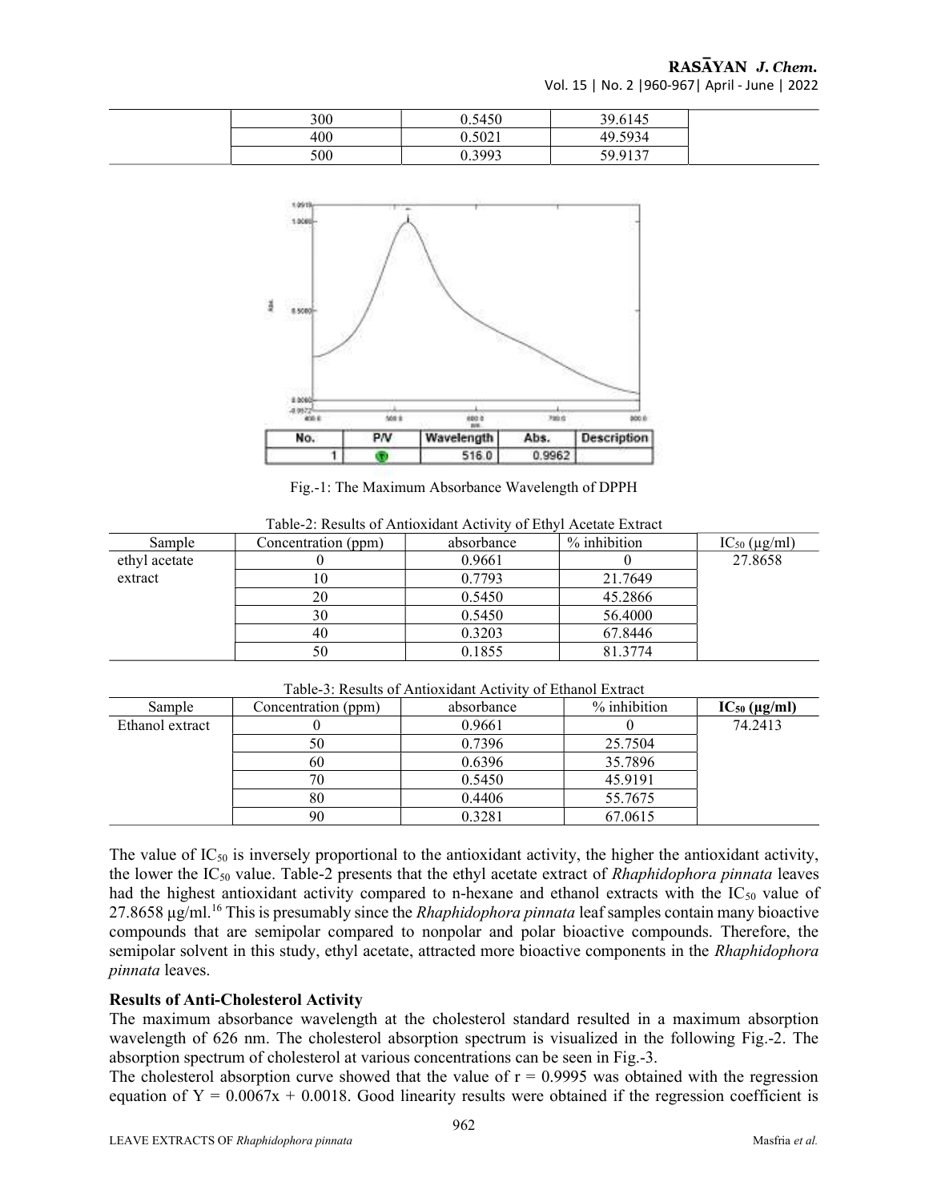| | | | | |
|---|---|---|---|---|
| | 300 | 0.5450 | 39.6145 | |
| | 400 | 0.5021 | 49.5934 | |
| | 500 | 0.3993 | 59.9137 | |

1.0919
1.0000
0.5000
0.0000
-0.0172
400.0
500.0
600.0
700.0
800.0
Abs.
nm

| No. | P/V | Wavelength | Abs. | Description |
|---|---|---|---|---|
| 1 | | 516.0 | 0.9962 | |

Fig.-1: The Maximum Absorbance Wavelength of DPPH

Table-2: Results of Antioxidant Activity of Ethyl Acetate Extract

| Sample | Concentration (ppm) | absorbance | % inhibition | $IC_{50}$ (μg/ml) |
|---|---|---|---|---|
| ethyl acetate extract | 0 | 0.9661 | 0 | 27.8658 |
| | 10 | 0.7793 | 21.7649 | |
| | 20 | 0.5450 | 45.2866 | |
| | 30 | 0.5450 | 56.4000 | |
| | 40 | 0.3203 | 67.8446 | |
| | 50 | 0.1855 | 81.3774 | |

Table-3: Results of Antioxidant Activity of Ethanol Extract

| Sample | Concentration (ppm) | absorbance | % inhibition | **$IC_{50}$ (μg/ml)** |
|---|---|---|---|---|
| Ethanol extract | 0 | 0.9661 | 0 | 74.2413 |
| | 50 | 0.7396 | 25.7504 | |
| | 60 | 0.6396 | 35.7896 | |
| | 70 | 0.5450 | 45.9191 | |
| | 80 | 0.4406 | 55.7675 | |
| | 90 | 0.3281 | 67.0615 | |

The value of $IC_{50}$ is inversely proportional to the antioxidant activity, the higher the antioxidant activity, the lower the $IC_{50}$ value. Table-2 presents that the ethyl acetate extract of *Rhaphidophora pinnata* leaves had the highest antioxidant activity compared to n-hexane and ethanol extracts with the $IC_{50}$ value of 27.8658 μg/ml.[16] This is presumably since the *Rhaphidophora pinnata* leaf samples contain many bioactive compounds that are semipolar compared to nonpolar and polar bioactive compounds. Therefore, the semipolar solvent in this study, ethyl acetate, attracted more bioactive components in the *Rhaphidophora pinnata* leaves.

**Results of Anti-Cholesterol Activity**

The maximum absorbance wavelength at the cholesterol standard resulted in a maximum absorption wavelength of 626 nm. The cholesterol absorption spectrum is visualized in the following Fig.-2. The absorption spectrum of cholesterol at various concentrations can be seen in Fig.-3.

The cholesterol absorption curve showed that the value of $r = 0.9995$ was obtained with the regression equation of $Y = 0.0067x + 0.0018$. Good linearity results were obtained if the regression coefficient is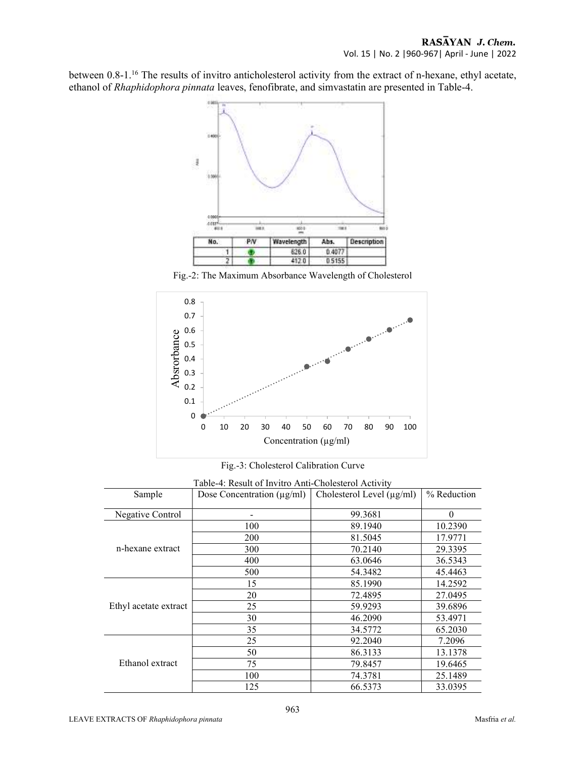between 0.8-1.[16] The results of invitro anticholesterol activity from the extract of n-hexane, ethyl acetate, ethanol of *Rhaphidophora pinnata* leaves, fenofibrate, and simvastatin are presented in Table-4.

| No. | P/V | Wavelength | Abs. | Description |
|---|---|---|---|---|
| 1 | ↑ | 626.0 | 0.4077 | |
| 2 | ↑ | 412.0 | 0.5155 | |

Fig.-2: The Maximum Absorbance Wavelength of Cholesterol

Absrorbance

0.8
0.7
0.6
0.5
0.4
0.3
0.2
0.1
0

0 10 20 30 40 50 60 70 80 90 100

Concentration (μg/ml)

Fig.-3: Cholesterol Calibration Curve

Table-4: Result of Invitro Anti-Cholesterol Activity

| Sample | Dose Concentration (μg/ml) | Cholesterol Level (μg/ml) | % Reduction |
|---|---|---|---|
| Negative Control | - | 99.3681 | 0 |
| n-hexane extract | 100 | 89.1940 | 10.2390 |
| | 200 | 81.5045 | 17.9771 |
| | 300 | 70.2140 | 29.3395 |
| | 400 | 63.0646 | 36.5343 |
| | 500 | 54.3482 | 45.4463 |
| Ethyl acetate extract | 15 | 85.1990 | 14.2592 |
| | 20 | 72.4895 | 27.0495 |
| | 25 | 59.9293 | 39.6896 |
| | 30 | 46.2090 | 53.4971 |
| | 35 | 34.5772 | 65.2030 |
| Ethanol extract | 25 | 92.2040 | 7.2096 |
| | 50 | 86.3133 | 13.1378 |
| | 75 | 79.8457 | 19.6465 |
| | 100 | 74.3781 | 25.1489 |
| | 125 | 66.5373 | 33.0395 |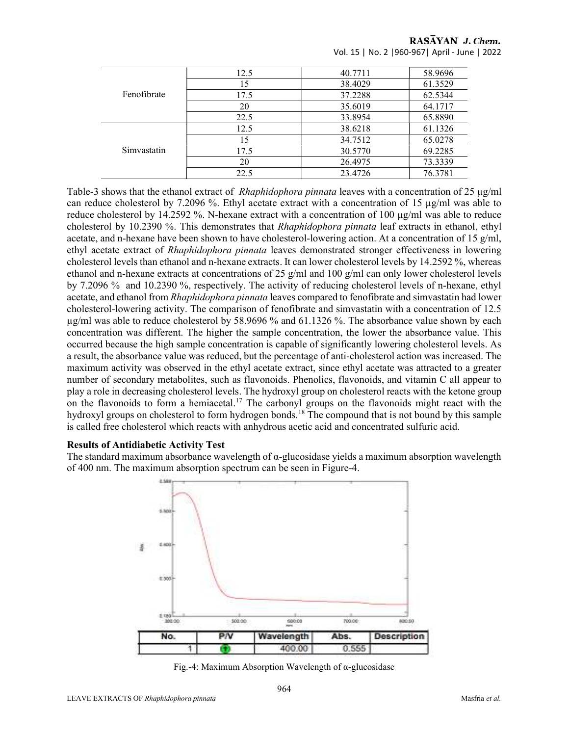| | | | |
|---|---|---|---|
| Fenofibrate | 12.5 | 40.7711 | 58.9696 |
| | 15 | 38.4029 | 61.3529 |
| | 17.5 | 37.2288 | 62.5344 |
| | 20 | 35.6019 | 64.1717 |
| | 22.5 | 33.8954 | 65.8890 |
| Simvastatin | 12.5 | 38.6218 | 61.1326 |
| | 15 | 34.7512 | 65.0278 |
| | 17.5 | 30.5770 | 69.2285 |
| | 20 | 26.4975 | 73.3339 |
| | 22.5 | 23.4726 | 76.3781 |

Table-3 shows that the ethanol extract of *Rhaphidophora pinnata* leaves with a concentration of 25 µg/ml can reduce cholesterol by 7.2096 %. Ethyl acetate extract with a concentration of 15 µg/ml was able to reduce cholesterol by 14.2592 %. N-hexane extract with a concentration of 100 µg/ml was able to reduce cholesterol by 10.2390 %. This demonstrates that *Rhaphidophora pinnata* leaf extracts in ethanol, ethyl acetate, and n-hexane have been shown to have cholesterol-lowering action. At a concentration of 15 g/ml, ethyl acetate extract of *Rhaphidophora pinnata* leaves demonstrated stronger effectiveness in lowering cholesterol levels than ethanol and n-hexane extracts. It can lower cholesterol levels by 14.2592 %, whereas ethanol and n-hexane extracts at concentrations of 25 g/ml and 100 g/ml can only lower cholesterol levels by 7.2096 % and 10.2390 %, respectively. The activity of reducing cholesterol levels of n-hexane, ethyl acetate, and ethanol from *Rhaphidophora pinnata* leaves compared to fenofibrate and simvastatin had lower cholesterol-lowering activity. The comparison of fenofibrate and simvastatin with a concentration of 12.5 µg/ml was able to reduce cholesterol by 58.9696 % and 61.1326 %. The absorbance value shown by each concentration was different. The higher the sample concentration, the lower the absorbance value. This occurred because the high sample concentration is capable of significantly lowering cholesterol levels. As a result, the absorbance value was reduced, but the percentage of anti-cholesterol action was increased. The maximum activity was observed in the ethyl acetate extract, since ethyl acetate was attracted to a greater number of secondary metabolites, such as flavonoids. Phenolics, flavonoids, and vitamin C all appear to play a role in decreasing cholesterol levels. The hydroxyl group on cholesterol reacts with the ketone group on the flavonoids to form a hemiacetal.[17] The carbonyl groups on the flavonoids might react with the hydroxyl groups on cholesterol to form hydrogen bonds.[18] The compound that is not bound by this sample is called free cholesterol which reacts with anhydrous acetic acid and concentrated sulfuric acid.

**Results of Antidiabetic Activity Test**

The standard maximum absorbance wavelength of α-glucosidase yields a maximum absorption wavelength of 400 nm. The maximum absorption spectrum can be seen in Figure-4.

| No. | P/V | Wavelength | Abs. | Description |
|---|---|---|---|---|
| 1 | | 400.00 | 0.555 | |

Fig.-4: Maximum Absorption Wavelength of α-glucosidase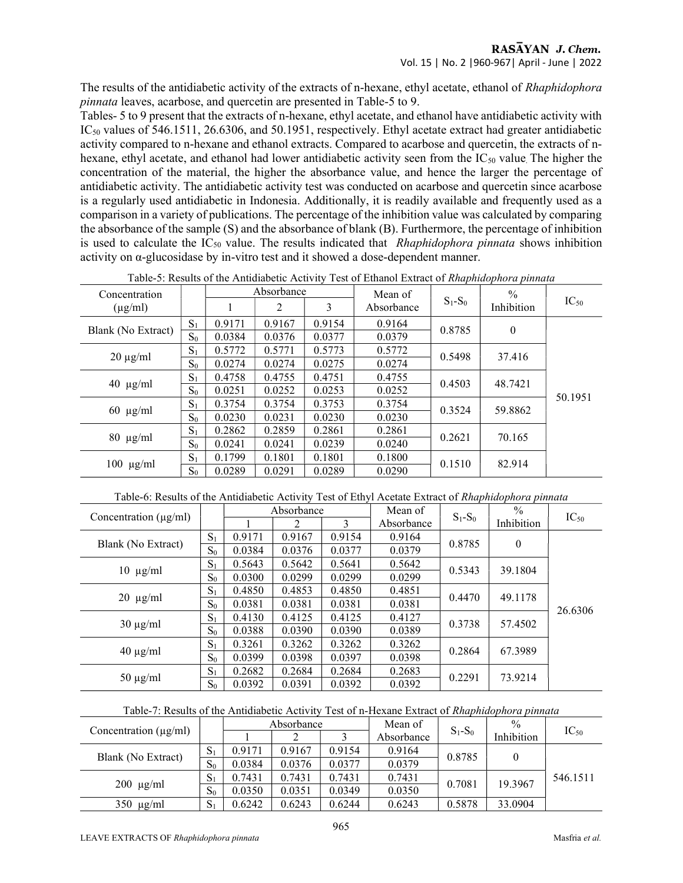The results of the antidiabetic activity of the extracts of n-hexane, ethyl acetate, ethanol of *Rhaphidophora pinnata* leaves, acarbose, and quercetin are presented in Table-5 to 9.

Tables- 5 to 9 present that the extracts of n-hexane, ethyl acetate, and ethanol have antidiabetic activity with $IC_{50}$ values of 546.1511, 26.6306, and 50.1951, respectively. Ethyl acetate extract had greater antidiabetic activity compared to n-hexane and ethanol extracts. Compared to acarbose and quercetin, the extracts of n-hexane, ethyl acetate, and ethanol had lower antidiabetic activity seen from the $IC_{50}$ value. The higher the concentration of the material, the higher the absorbance value, and hence the larger the percentage of antidiabetic activity. The antidiabetic activity test was conducted on acarbose and quercetin since acarbose is a regularly used antidiabetic in Indonesia. Additionally, it is readily available and frequently used as a comparison in a variety of publications. The percentage of the inhibition value was calculated by comparing the absorbance of the sample (S) and the absorbance of blank (B). Furthermore, the percentage of inhibition is used to calculate the $IC_{50}$ value. The results indicated that *Rhaphidophora pinnata* shows inhibition activity on α-glucosidase by in-vitro test and it showed a dose-dependent manner.

Table-5: Results of the Antidiabetic Activity Test of Ethanol Extract of *Rhaphidophora pinnata*

| Concentration (μg/ml) | | Absorbance | | | Mean of Absorbance | $S_1$-$S_0$ | % Inhibition | $IC_{50}$ |
|---|---|---|---|---|---|---|---|---|
| | | 1 | 2 | 3 | | | | |
| Blank (No Extract) | $S_1$ | 0.9171 | 0.9167 | 0.9154 | 0.9164 | 0.8785 | 0 | 50.1951 |
| | $S_0$ | 0.0384 | 0.0376 | 0.0377 | 0.0379 | | | |
| 20 μg/ml | $S_1$ | 0.5772 | 0.5771 | 0.5773 | 0.5772 | 0.5498 | 37.416 | |
| | $S_0$ | 0.0274 | 0.0274 | 0.0275 | 0.0274 | | | |
| 40 μg/ml | $S_1$ | 0.4758 | 0.4755 | 0.4751 | 0.4755 | 0.4503 | 48.7421 | |
| | $S_0$ | 0.0251 | 0.0252 | 0.0253 | 0.0252 | | | |
| 60 μg/ml | $S_1$ | 0.3754 | 0.3754 | 0.3753 | 0.3754 | 0.3524 | 59.8862 | |
| | $S_0$ | 0.0230 | 0.0231 | 0.0230 | 0.0230 | | | |
| 80 μg/ml | $S_1$ | 0.2862 | 0.2859 | 0.2861 | 0.2861 | 0.2621 | 70.165 | |
| | $S_0$ | 0.0241 | 0.0241 | 0.0239 | 0.0240 | | | |
| 100 μg/ml | $S_1$ | 0.1799 | 0.1801 | 0.1801 | 0.1800 | 0.1510 | 82.914 | |
| | $S_0$ | 0.0289 | 0.0291 | 0.0289 | 0.0290 | | | |

Table-6: Results of the Antidiabetic Activity Test of Ethyl Acetate Extract of *Rhaphidophora pinnata*

| Concentration (μg/ml) | | Absorbance | | | Mean of Absorbance | $S_1$-$S_0$ | % Inhibition | $IC_{50}$ |
|---|---|---|---|---|---|---|---|---|
| | | 1 | 2 | 3 | | | | |
| Blank (No Extract) | $S_1$ | 0.9171 | 0.9167 | 0.9154 | 0.9164 | 0.8785 | 0 | 26.6306 |
| | $S_0$ | 0.0384 | 0.0376 | 0.0377 | 0.0379 | | | |
| 10 μg/ml | $S_1$ | 0.5643 | 0.5642 | 0.5641 | 0.5642 | 0.5343 | 39.1804 | |
| | $S_0$ | 0.0300 | 0.0299 | 0.0299 | 0.0299 | | | |
| 20 μg/ml | $S_1$ | 0.4850 | 0.4853 | 0.4850 | 0.4851 | 0.4470 | 49.1178 | |
| | $S_0$ | 0.0381 | 0.0381 | 0.0381 | 0.0381 | | | |
| 30 μg/ml | $S_1$ | 0.4130 | 0.4125 | 0.4125 | 0.4127 | 0.3738 | 57.4502 | |
| | $S_0$ | 0.0388 | 0.0390 | 0.0390 | 0.0389 | | | |
| 40 μg/ml | $S_1$ | 0.3261 | 0.3262 | 0.3262 | 0.3262 | 0.2864 | 67.3989 | |
| | $S_0$ | 0.0399 | 0.0398 | 0.0397 | 0.0398 | | | |
| 50 μg/ml | $S_1$ | 0.2682 | 0.2684 | 0.2684 | 0.2683 | 0.2291 | 73.9214 | |
| | $S_0$ | 0.0392 | 0.0391 | 0.0392 | 0.0392 | | | |

Table-7: Results of the Antidiabetic Activity Test of n-Hexane Extract of *Rhaphidophora pinnata*

| Concentration (μg/ml) | | Absorbance | | | Mean of Absorbance | $S_1$-$S_0$ | % Inhibition | $IC_{50}$ |
|---|---|---|---|---|---|---|---|---|
| | | 1 | 2 | 3 | | | | |
| Blank (No Extract) | $S_1$ | 0.9171 | 0.9167 | 0.9154 | 0.9164 | 0.8785 | 0 | 546.1511 |
| | $S_0$ | 0.0384 | 0.0376 | 0.0377 | 0.0379 | | | |
| 200 μg/ml | $S_1$ | 0.7431 | 0.7431 | 0.7431 | 0.7431 | 0.7081 | 19.3967 | |
| | $S_0$ | 0.0350 | 0.0351 | 0.0349 | 0.0350 | | | |
| 350 μg/ml | $S_1$ | 0.6242 | 0.6243 | 0.6244 | 0.6243 | 0.5878 | 33.0904 | |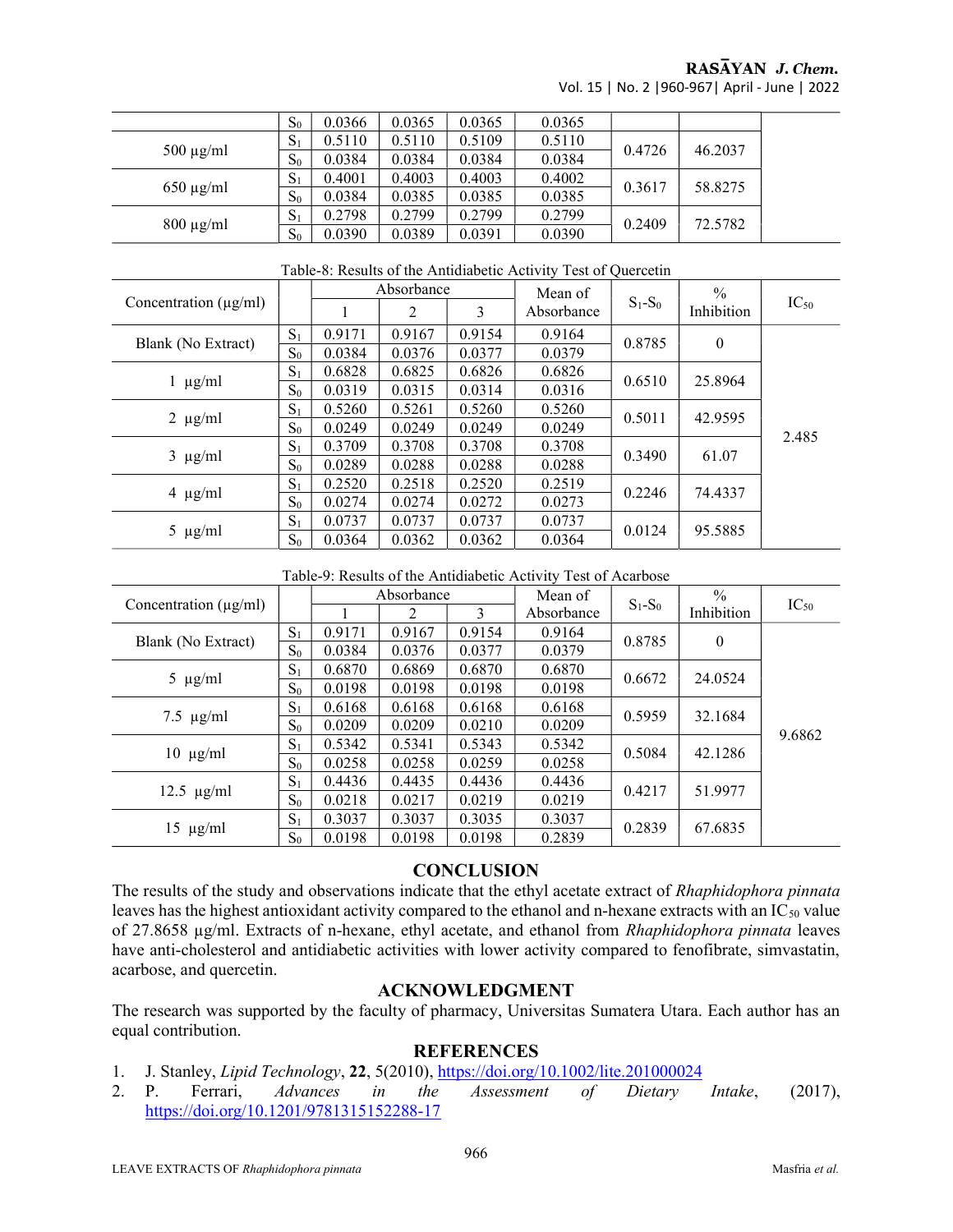| | | | | | | | | |
|---|---|---|---|---|---|---|---|---|
| | $S_0$ | 0.0366 | 0.0365 | 0.0365 | 0.0365 | | | |
| 500 μg/ml | $S_1$ | 0.5110 | 0.5110 | 0.5109 | 0.5110 | 0.4726 | 46.2037 | |
| | $S_0$ | 0.0384 | 0.0384 | 0.0384 | 0.0384 | | | |
| 650 μg/ml | $S_1$ | 0.4001 | 0.4003 | 0.4003 | 0.4002 | 0.3617 | 58.8275 | |
| | $S_0$ | 0.0384 | 0.0385 | 0.0385 | 0.0385 | | | |
| 800 μg/ml | $S_1$ | 0.2798 | 0.2799 | 0.2799 | 0.2799 | 0.2409 | 72.5782 | |
| | $S_0$ | 0.0390 | 0.0389 | 0.0391 | 0.0390 | | | |

Table-8: Results of the Antidiabetic Activity Test of Quercetin

| Concentration (μg/ml) | | Absorbance | | | Mean of Absorbance | $S_1$-$S_0$ | % Inhibition | $IC_{50}$ |
|---|---|---|---|---|---|---|---|---|
| | | 1 | 2 | 3 | | | | |
| Blank (No Extract) | $S_1$ | 0.9171 | 0.9167 | 0.9154 | 0.9164 | 0.8785 | 0 | 2.485 |
| | $S_0$ | 0.0384 | 0.0376 | 0.0377 | 0.0379 | | | |
| 1 μg/ml | $S_1$ | 0.6828 | 0.6825 | 0.6826 | 0.6826 | 0.6510 | 25.8964 | |
| | $S_0$ | 0.0319 | 0.0315 | 0.0314 | 0.0316 | | | |
| 2 μg/ml | $S_1$ | 0.5260 | 0.5261 | 0.5260 | 0.5260 | 0.5011 | 42.9595 | |
| | $S_0$ | 0.0249 | 0.0249 | 0.0249 | 0.0249 | | | |
| 3 μg/ml | $S_1$ | 0.3709 | 0.3708 | 0.3708 | 0.3708 | 0.3490 | 61.07 | |
| | $S_0$ | 0.0289 | 0.0288 | 0.0288 | 0.0288 | | | |
| 4 μg/ml | $S_1$ | 0.2520 | 0.2518 | 0.2520 | 0.2519 | 0.2246 | 74.4337 | |
| | $S_0$ | 0.0274 | 0.0274 | 0.0272 | 0.0273 | | | |
| 5 μg/ml | $S_1$ | 0.0737 | 0.0737 | 0.0737 | 0.0737 | 0.0124 | 95.5885 | |
| | $S_0$ | 0.0364 | 0.0362 | 0.0362 | 0.0364 | | | |

Table-9: Results of the Antidiabetic Activity Test of Acarbose

| Concentration (μg/ml) | | Absorbance | | | Mean of Absorbance | $S_1$-$S_0$ | % Inhibition | $IC_{50}$ |
|---|---|---|---|---|---|---|---|---|
| | | 1 | 2 | 3 | | | | |
| Blank (No Extract) | $S_1$ | 0.9171 | 0.9167 | 0.9154 | 0.9164 | 0.8785 | 0 | 9.6862 |
| | $S_0$ | 0.0384 | 0.0376 | 0.0377 | 0.0379 | | | |
| 5 μg/ml | $S_1$ | 0.6870 | 0.6869 | 0.6870 | 0.6870 | 0.6672 | 24.0524 | |
| | $S_0$ | 0.0198 | 0.0198 | 0.0198 | 0.0198 | | | |
| 7.5 μg/ml | $S_1$ | 0.6168 | 0.6168 | 0.6168 | 0.6168 | 0.5959 | 32.1684 | |
| | $S_0$ | 0.0209 | 0.0209 | 0.0210 | 0.0209 | | | |
| 10 μg/ml | $S_1$ | 0.5342 | 0.5341 | 0.5343 | 0.5342 | 0.5084 | 42.1286 | |
| | $S_0$ | 0.0258 | 0.0258 | 0.0259 | 0.0258 | | | |
| 12.5 μg/ml | $S_1$ | 0.4436 | 0.4435 | 0.4436 | 0.4436 | 0.4217 | 51.9977 | |
| | $S_0$ | 0.0218 | 0.0217 | 0.0219 | 0.0219 | | | |
| 15 μg/ml | $S_1$ | 0.3037 | 0.3037 | 0.3035 | 0.3037 | 0.2839 | 67.6835 | |
| | $S_0$ | 0.0198 | 0.0198 | 0.0198 | 0.2839 | | | |

## CONCLUSION

The results of the study and observations indicate that the ethyl acetate extract of *Rhaphidophora pinnata* leaves has the highest antioxidant activity compared to the ethanol and n-hexane extracts with an $IC_{50}$ value of 27.8658 μg/ml. Extracts of n-hexane, ethyl acetate, and ethanol from *Rhaphidophora pinnata* leaves have anti-cholesterol and antidiabetic activities with lower activity compared to fenofibrate, simvastatin, acarbose, and quercetin.

## ACKNOWLEDGMENT

The research was supported by the faculty of pharmacy, Universitas Sumatera Utara. Each author has an equal contribution.

## REFERENCES

1. J. Stanley, *Lipid Technology*, **22**, 5(2010), https://doi.org/10.1002/lite.201000024
2. P. Ferrari, *Advances in the Assessment of Dietary Intake*, (2017), https://doi.org/10.1201/9781315152288-17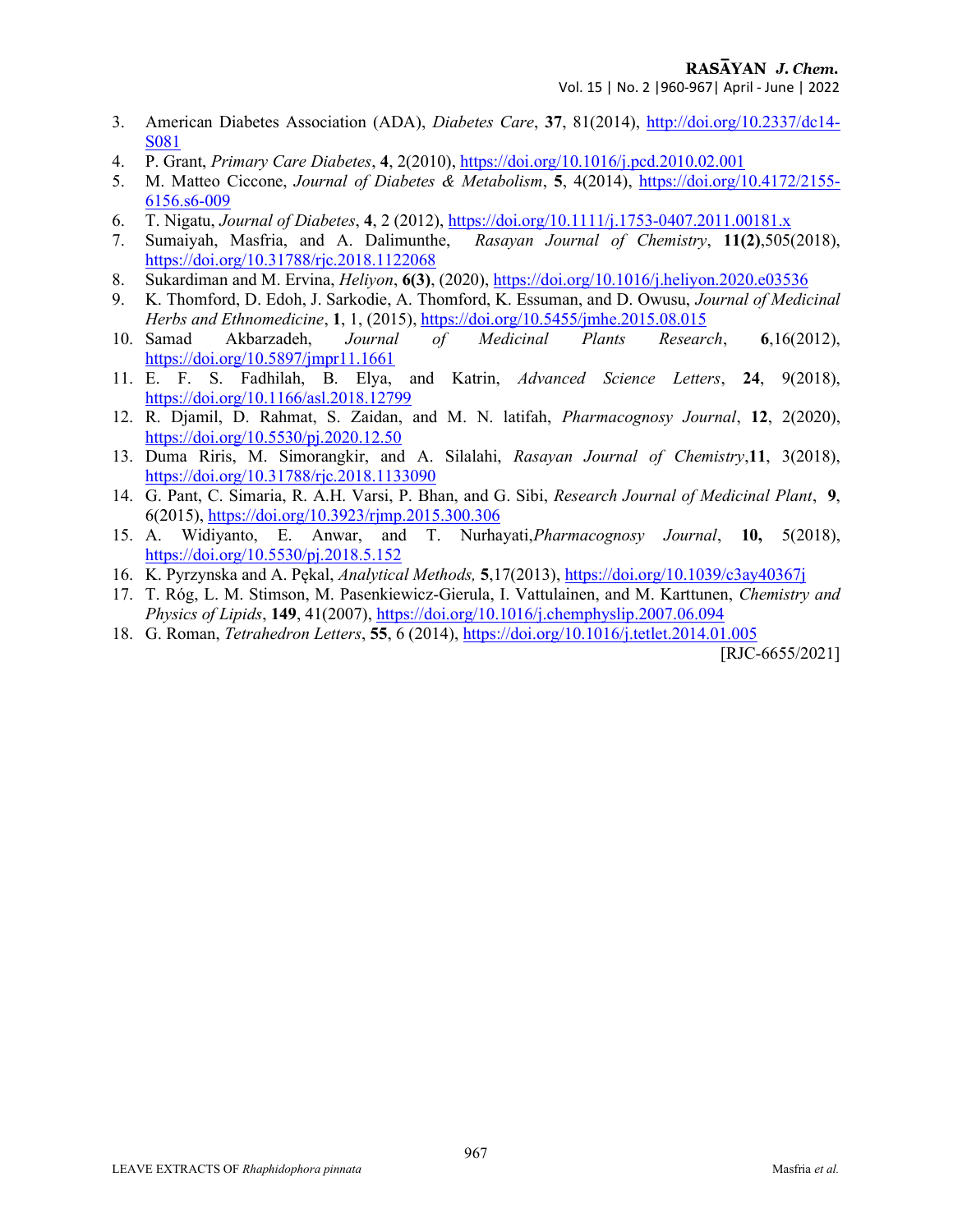3. American Diabetes Association (ADA), *Diabetes Care*, **37**, 81(2014), http://doi.org/10.2337/dc14-S081
4. P. Grant, *Primary Care Diabetes*, **4**, 2(2010), https://doi.org/10.1016/j.pcd.2010.02.001
5. M. Matteo Ciccone, *Journal of Diabetes & Metabolism*, **5**, 4(2014), https://doi.org/10.4172/2155-6156.s6-009
6. T. Nigatu, *Journal of Diabetes*, **4**, 2 (2012), https://doi.org/10.1111/j.1753-0407.2011.00181.x
7. Sumaiyah, Masfria, and A. Dalimunthe, *Rasayan Journal of Chemistry*, **11(2)**,505(2018), https://doi.org/10.31788/rjc.2018.1122068
8. Sukardiman and M. Ervina, *Heliyon*, **6(3)**, (2020), https://doi.org/10.1016/j.heliyon.2020.e03536
9. K. Thomford, D. Edoh, J. Sarkodie, A. Thomford, K. Essuman, and D. Owusu, *Journal of Medicinal Herbs and Ethnomedicine*, **1**, 1, (2015), https://doi.org/10.5455/jmhe.2015.08.015
10. Samad Akbarzadeh, *Journal of Medicinal Plants Research*, **6**,16(2012), https://doi.org/10.5897/jmpr11.1661
11. E. F. S. Fadhilah, B. Elya, and Katrin, *Advanced Science Letters*, **24**, 9(2018), https://doi.org/10.1166/asl.2018.12799
12. R. Djamil, D. Rahmat, S. Zaidan, and M. N. latifah, *Pharmacognosy Journal*, **12**, 2(2020), https://doi.org/10.5530/pj.2020.12.50
13. Duma Riris, M. Simorangkir, and A. Silalahi, *Rasayan Journal of Chemistry*,**11**, 3(2018), https://doi.org/10.31788/rjc.2018.1133090
14. G. Pant, C. Simaria, R. A.H. Varsi, P. Bhan, and G. Sibi, *Research Journal of Medicinal Plant*, **9**, 6(2015), https://doi.org/10.3923/rjmp.2015.300.306
15. A. Widiyanto, E. Anwar, and T. Nurhayati,*Pharmacognosy Journal*, **10,** 5(2018), https://doi.org/10.5530/pj.2018.5.152
16. K. Pyrzynska and A. Pękal, *Analytical Methods,* **5**,17(2013), https://doi.org/10.1039/c3ay40367j
17. T. Róg, L. M. Stimson, M. Pasenkiewicz-Gierula, I. Vattulainen, and M. Karttunen, *Chemistry and Physics of Lipids*, **149**, 41(2007), https://doi.org/10.1016/j.chemphyslip.2007.06.094
18. G. Roman, *Tetrahedron Letters*, **55**, 6 (2014), https://doi.org/10.1016/j.tetlet.2014.01.005

[RJC-6655/2021]